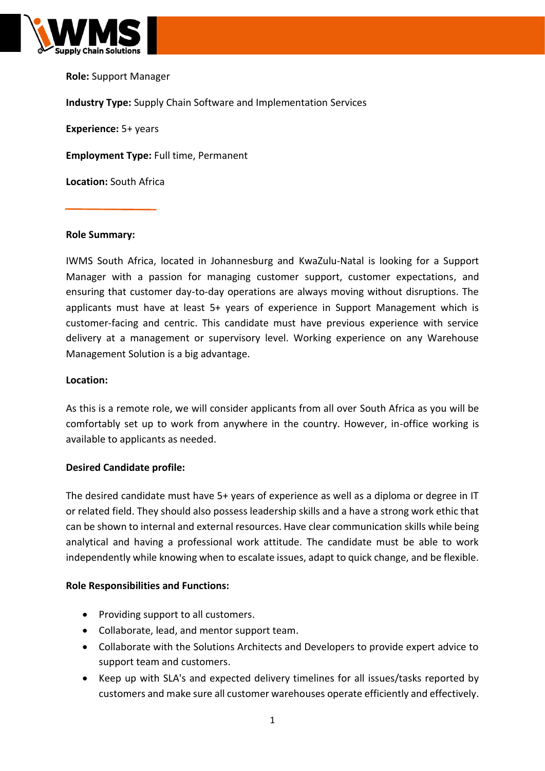**Role:** Support Manager

**Industry Type:** Supply Chain Software and Implementation Services

**Experience:** 5+ years

**Employment Type:** Full time, Permanent

**Location:** South Africa

**Role Summary:**

IWMS South Africa, located in Johannesburg and KwaZulu-Natal is looking for a Support Manager with a passion for managing customer support, customer expectations, and ensuring that customer day-to-day operations are always moving without disruptions. The applicants must have at least 5+ years of experience in Support Management which is customer-facing and centric. This candidate must have previous experience with service delivery at a management or supervisory level. Working experience on any Warehouse Management Solution is a big advantage.

**Location:**

As this is a remote role, we will consider applicants from all over South Africa as you will be comfortably set up to work from anywhere in the country. However, in-office working is available to applicants as needed.

**Desired Candidate profile:**

The desired candidate must have 5+ years of experience as well as a diploma or degree in IT or related field. They should also possess leadership skills and a have a strong work ethic that can be shown to internal and external resources. Have clear communication skills while being analytical and having a professional work attitude. The candidate must be able to work independently while knowing when to escalate issues, adapt to quick change, and be flexible.

**Role Responsibilities and Functions:**

- Providing support to all customers.
- Collaborate, lead, and mentor support team.
- Collaborate with the Solutions Architects and Developers to provide expert advice to support team and customers.
- Keep up with SLA's and expected delivery timelines for all issues/tasks reported by customers and make sure all customer warehouses operate efficiently and effectively.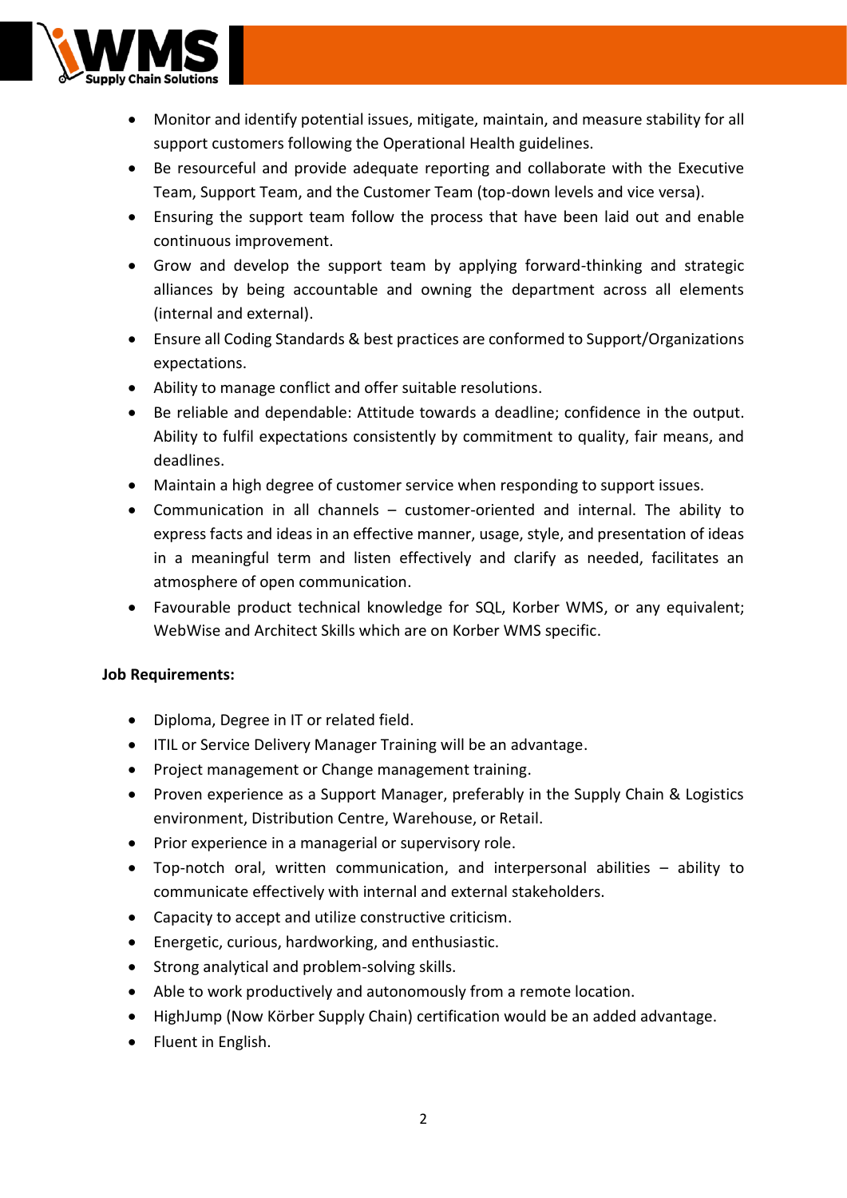- Monitor and identify potential issues, mitigate, maintain, and measure stability for all support customers following the Operational Health guidelines.
- Be resourceful and provide adequate reporting and collaborate with the Executive Team, Support Team, and the Customer Team (top-down levels and vice versa).
- Ensuring the support team follow the process that have been laid out and enable continuous improvement.
- Grow and develop the support team by applying forward-thinking and strategic alliances by being accountable and owning the department across all elements (internal and external).
- Ensure all Coding Standards & best practices are conformed to Support/Organizations expectations.
- Ability to manage conflict and offer suitable resolutions.
- Be reliable and dependable: Attitude towards a deadline; confidence in the output. Ability to fulfil expectations consistently by commitment to quality, fair means, and deadlines.
- Maintain a high degree of customer service when responding to support issues.
- Communication in all channels – customer-oriented and internal. The ability to express facts and ideas in an effective manner, usage, style, and presentation of ideas in a meaningful term and listen effectively and clarify as needed, facilitates an atmosphere of open communication.
- Favourable product technical knowledge for SQL, Korber WMS, or any equivalent; WebWise and Architect Skills which are on Korber WMS specific.

**Job Requirements:**

- Diploma, Degree in IT or related field.
- ITIL or Service Delivery Manager Training will be an advantage.
- Project management or Change management training.
- Proven experience as a Support Manager, preferably in the Supply Chain & Logistics environment, Distribution Centre, Warehouse, or Retail.
- Prior experience in a managerial or supervisory role.
- Top-notch oral, written communication, and interpersonal abilities – ability to communicate effectively with internal and external stakeholders.
- Capacity to accept and utilize constructive criticism.
- Energetic, curious, hardworking, and enthusiastic.
- Strong analytical and problem-solving skills.
- Able to work productively and autonomously from a remote location.
- HighJump (Now Körber Supply Chain) certification would be an added advantage.
- Fluent in English.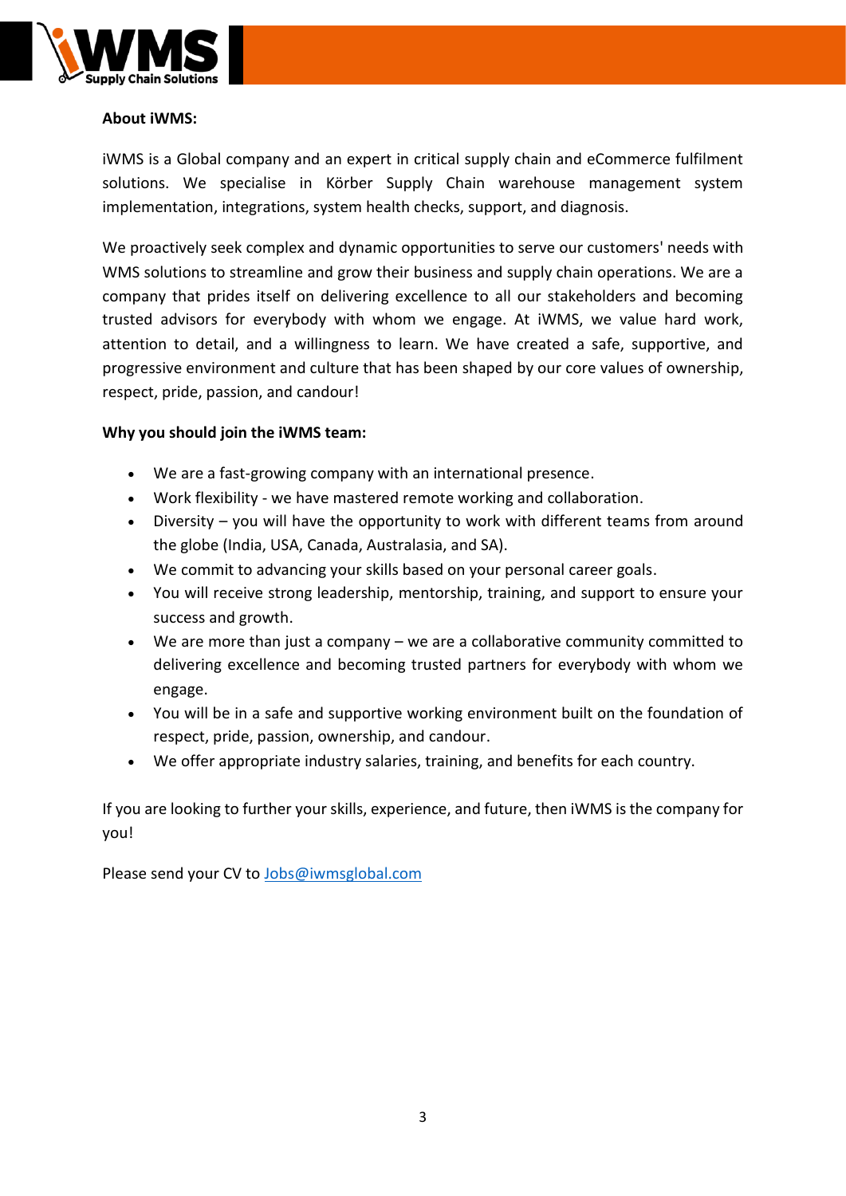**About iWMS:**

iWMS is a Global company and an expert in critical supply chain and eCommerce fulfilment solutions. We specialise in Körber Supply Chain warehouse management system implementation, integrations, system health checks, support, and diagnosis.

We proactively seek complex and dynamic opportunities to serve our customers' needs with WMS solutions to streamline and grow their business and supply chain operations. We are a company that prides itself on delivering excellence to all our stakeholders and becoming trusted advisors for everybody with whom we engage. At iWMS, we value hard work, attention to detail, and a willingness to learn. We have created a safe, supportive, and progressive environment and culture that has been shaped by our core values of ownership, respect, pride, passion, and candour!

**Why you should join the iWMS team:**

- We are a fast-growing company with an international presence.
- Work flexibility - we have mastered remote working and collaboration.
- Diversity – you will have the opportunity to work with different teams from around the globe (India, USA, Canada, Australasia, and SA).
- We commit to advancing your skills based on your personal career goals.
- You will receive strong leadership, mentorship, training, and support to ensure your success and growth.
- We are more than just a company – we are a collaborative community committed to delivering excellence and becoming trusted partners for everybody with whom we engage.
- You will be in a safe and supportive working environment built on the foundation of respect, pride, passion, ownership, and candour.
- We offer appropriate industry salaries, training, and benefits for each country.

If you are looking to further your skills, experience, and future, then iWMS is the company for you!

Please send your CV to [Jobs@iwmsglobal.com](mailto:Jobs@iwmsglobal.com)